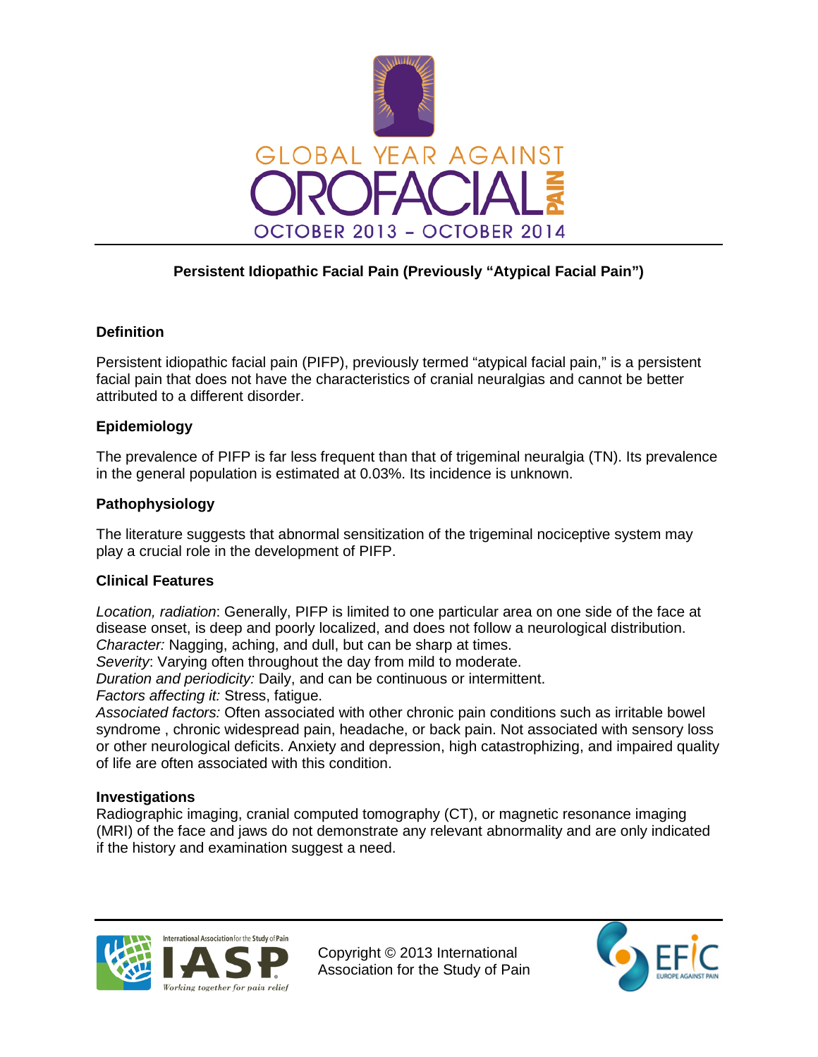GLOBAL YEAR AGAINST OROFACIAL PAIN

OCTOBER 2013 – OCTOBER 2014

# Persistent Idiopathic Facial Pain (Previously "Atypical Facial Pain")

## Definition

Persistent idiopathic facial pain (PIFP), previously termed "atypical facial pain," is a persistent facial pain that does not have the characteristics of cranial neuralgias and cannot be better attributed to a different disorder.

## Epidemiology

The prevalence of PIFP is far less frequent than that of trigeminal neuralgia (TN). Its prevalence in the general population is estimated at 0.03%. Its incidence is unknown.

## Pathophysiology

The literature suggests that abnormal sensitization of the trigeminal nociceptive system may play a crucial role in the development of PIFP.

## Clinical Features

*Location, radiation*: Generally, PIFP is limited to one particular area on one side of the face at disease onset, is deep and poorly localized, and does not follow a neurological distribution.
*Character:* Nagging, aching, and dull, but can be sharp at times.
*Severity*: Varying often throughout the day from mild to moderate.
*Duration and periodicity:* Daily, and can be continuous or intermittent.
*Factors affecting it:* Stress, fatigue.
*Associated factors:* Often associated with other chronic pain conditions such as irritable bowel syndrome , chronic widespread pain, headache, or back pain. Not associated with sensory loss or other neurological deficits. Anxiety and depression, high catastrophizing, and impaired quality of life are often associated with this condition.

## Investigations

Radiographic imaging, cranial computed tomography (CT), or magnetic resonance imaging (MRI) of the face and jaws do not demonstrate any relevant abnormality and are only indicated if the history and examination suggest a need.

Copyright © 2013 International Association for the Study of Pain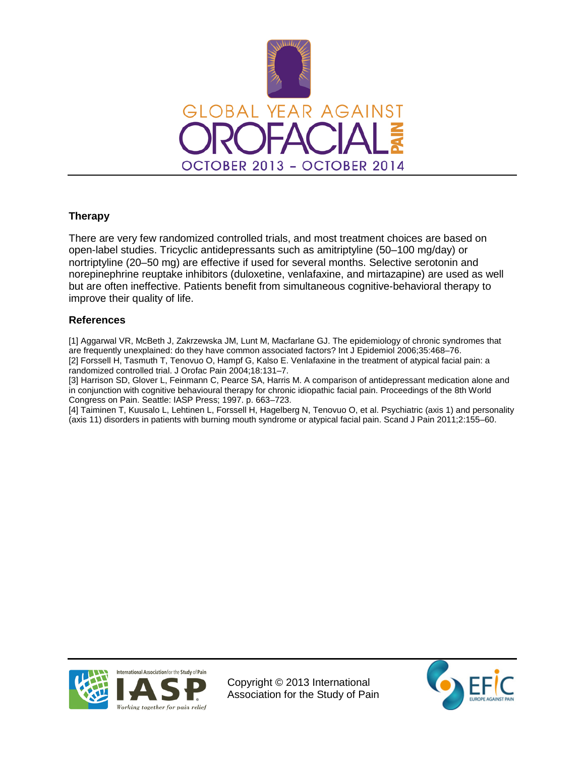## Therapy

There are very few randomized controlled trials, and most treatment choices are based on open-label studies. Tricyclic antidepressants such as amitriptyline (50–100 mg/day) or nortriptyline (20–50 mg) are effective if used for several months. Selective serotonin and norepinephrine reuptake inhibitors (duloxetine, venlafaxine, and mirtazapine) are used as well but are often ineffective. Patients benefit from simultaneous cognitive-behavioral therapy to improve their quality of life.

## References

[1] Aggarwal VR, McBeth J, Zakrzewska JM, Lunt M, Macfarlane GJ. The epidemiology of chronic syndromes that are frequently unexplained: do they have common associated factors? Int J Epidemiol 2006;35:468–76.
[2] Forssell H, Tasmuth T, Tenovuo O, Hampf G, Kalso E. Venlafaxine in the treatment of atypical facial pain: a randomized controlled trial. J Orofac Pain 2004;18:131–7.
[3] Harrison SD, Glover L, Feinmann C, Pearce SA, Harris M. A comparison of antidepressant medication alone and in conjunction with cognitive behavioural therapy for chronic idiopathic facial pain. Proceedings of the 8th World Congress on Pain. Seattle: IASP Press; 1997. p. 663–723.
[4] Taiminen T, Kuusalo L, Lehtinen L, Forssell H, Hagelberg N, Tenovuo O, et al. Psychiatric (axis 1) and personality (axis 11) disorders in patients with burning mouth syndrome or atypical facial pain. Scand J Pain 2011;2:155–60.

Copyright © 2013 International Association for the Study of Pain